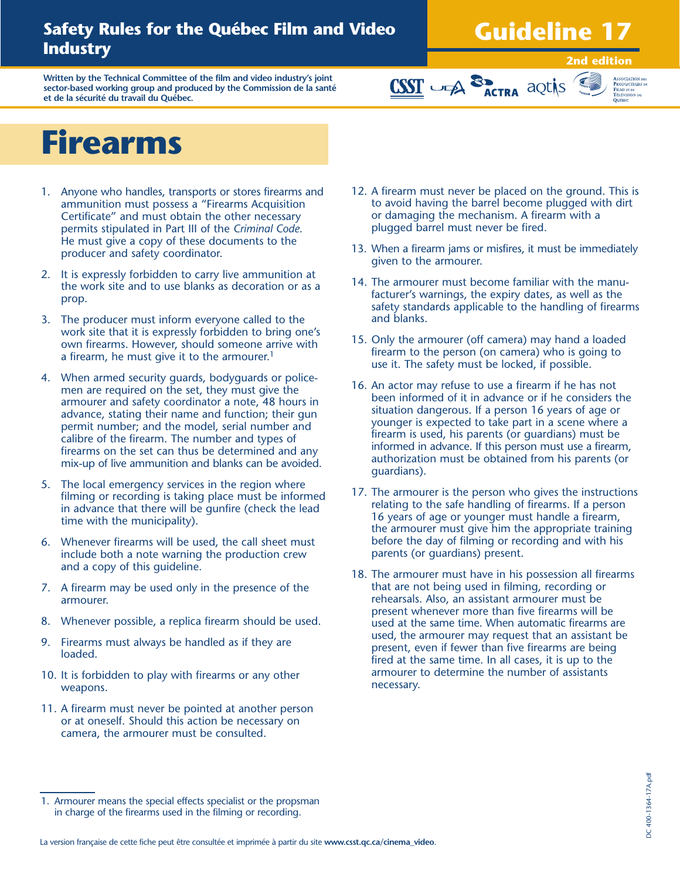# Safety Rules for the Québec Film and Video Industry

# Guideline 17

**2nd edition**

**Written by the Technical Committee of the film and video industry's joint sector-based working group and produced by the Commission de la santé et de la sécurité du travail du Québec.**

# Firearms

1. Anyone who handles, transports or stores firearms and ammunition must possess a "Firearms Acquisition Certificate" and must obtain the other necessary permits stipulated in Part III of the *Criminal Code*. He must give a copy of these documents to the producer and safety coordinator.

2. It is expressly forbidden to carry live ammunition at the work site and to use blanks as decoration or as a prop.

3. The producer must inform everyone called to the work site that it is expressly forbidden to bring one's own firearms. However, should someone arrive with a firearm, he must give it to the armourer.[1]

4. When armed security guards, bodyguards or policemen are required on the set, they must give the armourer and safety coordinator a note, 48 hours in advance, stating their name and function; their gun permit number; and the model, serial number and calibre of the firearm. The number and types of firearms on the set can thus be determined and any mix-up of live ammunition and blanks can be avoided.

5. The local emergency services in the region where filming or recording is taking place must be informed in advance that there will be gunfire (check the lead time with the municipality).

6. Whenever firearms will be used, the call sheet must include both a note warning the production crew and a copy of this guideline.

7. A firearm may be used only in the presence of the armourer.

8. Whenever possible, a replica firearm should be used.

9. Firearms must always be handled as if they are loaded.

10. It is forbidden to play with firearms or any other weapons.

11. A firearm must never be pointed at another person or at oneself. Should this action be necessary on camera, the armourer must be consulted.

12. A firearm must never be placed on the ground. This is to avoid having the barrel become plugged with dirt or damaging the mechanism. A firearm with a plugged barrel must never be fired.

13. When a firearm jams or misfires, it must be immediately given to the armourer.

14. The armourer must become familiar with the manufacturer's warnings, the expiry dates, as well as the safety standards applicable to the handling of firearms and blanks.

15. Only the armourer (off camera) may hand a loaded firearm to the person (on camera) who is going to use it. The safety must be locked, if possible.

16. An actor may refuse to use a firearm if he has not been informed of it in advance or if he considers the situation dangerous. If a person 16 years of age or younger is expected to take part in a scene where a firearm is used, his parents (or guardians) must be informed in advance. If this person must use a firearm, authorization must be obtained from his parents (or guardians).

17. The armourer is the person who gives the instructions relating to the safe handling of firearms. If a person 16 years of age or younger must handle a firearm, the armourer must give him the appropriate training before the day of filming or recording and with his parents (or guardians) present.

18. The armourer must have in his possession all firearms that are not being used in filming, recording or rehearsals. Also, an assistant armourer must be present whenever more than five firearms will be used at the same time. When automatic firearms are used, the armourer may request that an assistant be present, even if fewer than five firearms are being fired at the same time. In all cases, it is up to the armourer to determine the number of assistants necessary.

---

1. Armourer means the special effects specialist or the propsman in charge of the firearms used in the filming or recording.

La version française de cette fiche peut être consultée et imprimée à partir du site **www.csst.qc.ca/cinema_video**.

DC 400-1364-17A.pdf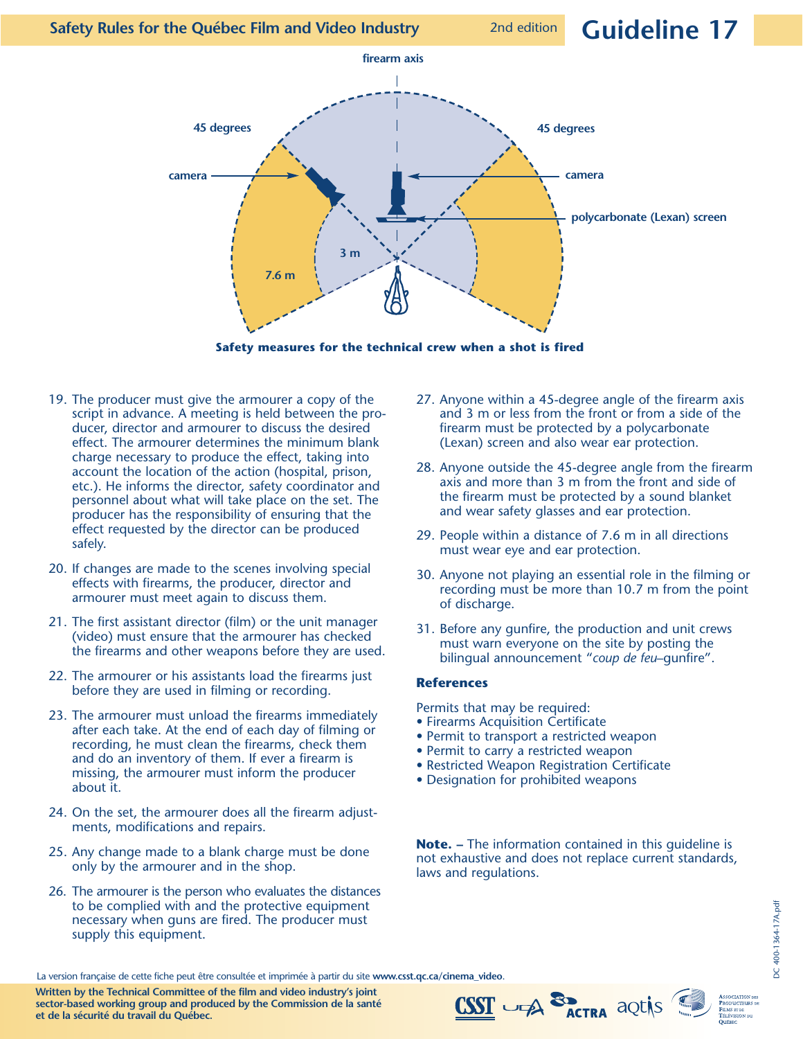firearm axis

45 degrees

45 degrees

camera

camera

polycarbonate (Lexan) screen

3 m

7.6 m

**Safety measures for the technical crew when a shot is fired**

19. The producer must give the armourer a copy of the script in advance. A meeting is held between the producer, director and armourer to discuss the desired effect. The armourer determines the minimum blank charge necessary to produce the effect, taking into account the location of the action (hospital, prison, etc.). He informs the director, safety coordinator and personnel about what will take place on the set. The producer has the responsibility of ensuring that the effect requested by the director can be produced safely.

20. If changes are made to the scenes involving special effects with firearms, the producer, director and armourer must meet again to discuss them.

21. The first assistant director (film) or the unit manager (video) must ensure that the armourer has checked the firearms and other weapons before they are used.

22. The armourer or his assistants load the firearms just before they are used in filming or recording.

23. The armourer must unload the firearms immediately after each take. At the end of each day of filming or recording, he must clean the firearms, check them and do an inventory of them. If ever a firearm is missing, the armourer must inform the producer about it.

24. On the set, the armourer does all the firearm adjustments, modifications and repairs.

25. Any change made to a blank charge must be done only by the armourer and in the shop.

26. The armourer is the person who evaluates the distances to be complied with and the protective equipment necessary when guns are fired. The producer must supply this equipment.

27. Anyone within a 45-degree angle of the firearm axis and 3 m or less from the front or from a side of the firearm must be protected by a polycarbonate (Lexan) screen and also wear ear protection.

28. Anyone outside the 45-degree angle from the firearm axis and more than 3 m from the front and side of the firearm must be protected by a sound blanket and wear safety glasses and ear protection.

29. People within a distance of 7.6 m in all directions must wear eye and ear protection.

30. Anyone not playing an essential role in the filming or recording must be more than 10.7 m from the point of discharge.

31. Before any gunfire, the production and unit crews must warn everyone on the site by posting the bilingual announcement "*coup de feu*–gunfire".

### References

Permits that may be required:

- Firearms Acquisition Certificate
- Permit to transport a restricted weapon
- Permit to carry a restricted weapon
- Restricted Weapon Registration Certificate
- Designation for prohibited weapons

**Note. –** The information contained in this guideline is not exhaustive and does not replace current standards, laws and regulations.

La version française de cette fiche peut être consultée et imprimée à partir du site **www.csst.qc.ca/cinema_video**.

**Written by the Technical Committee of the film and video industry's joint sector-based working group and produced by the Commission de la santé et de la sécurité du travail du Québec.**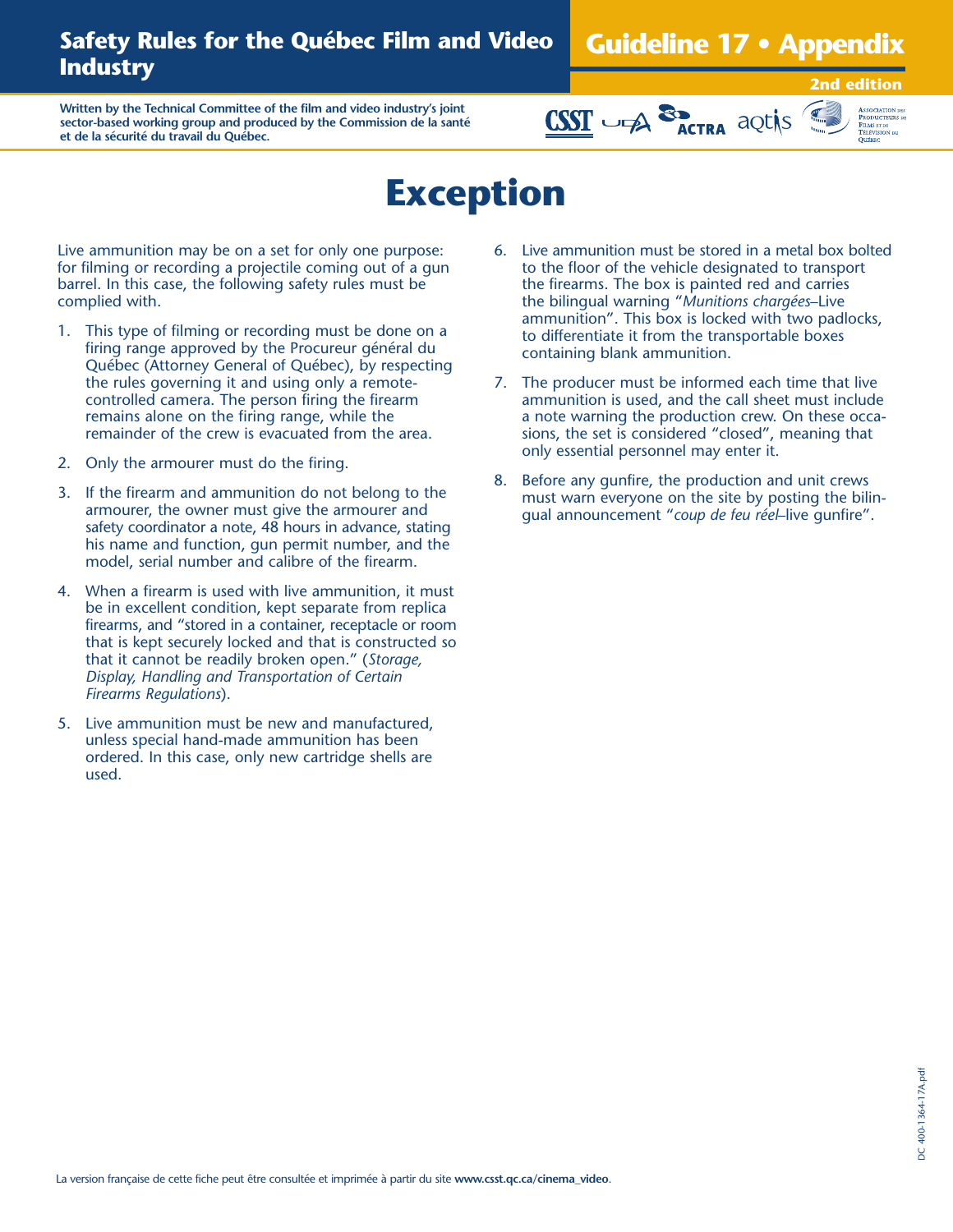# Exception

Live ammunition may be on a set for only one purpose: for filming or recording a projectile coming out of a gun barrel. In this case, the following safety rules must be complied with.

1. This type of filming or recording must be done on a firing range approved by the Procureur général du Québec (Attorney General of Québec), by respecting the rules governing it and using only a remote-controlled camera. The person firing the firearm remains alone on the firing range, while the remainder of the crew is evacuated from the area.
2. Only the armourer must do the firing.
3. If the firearm and ammunition do not belong to the armourer, the owner must give the armourer and safety coordinator a note, 48 hours in advance, stating his name and function, gun permit number, and the model, serial number and calibre of the firearm.
4. When a firearm is used with live ammunition, it must be in excellent condition, kept separate from replica firearms, and "stored in a container, receptacle or room that is kept securely locked and that is constructed so that it cannot be readily broken open." (*Storage, Display, Handling and Transportation of Certain Firearms Regulations*).
5. Live ammunition must be new and manufactured, unless special hand-made ammunition has been ordered. In this case, only new cartridge shells are used.
6. Live ammunition must be stored in a metal box bolted to the floor of the vehicle designated to transport the firearms. The box is painted red and carries the bilingual warning "*Munitions chargées*–Live ammunition". This box is locked with two padlocks, to differentiate it from the transportable boxes containing blank ammunition.
7. The producer must be informed each time that live ammunition is used, and the call sheet must include a note warning the production crew. On these occasions, the set is considered "closed", meaning that only essential personnel may enter it.
8. Before any gunfire, the production and unit crews must warn everyone on the site by posting the bilingual announcement "*coup de feu réel*–live gunfire".

La version française de cette fiche peut être consultée et imprimée à partir du site **www.csst.qc.ca/cinema_video**.